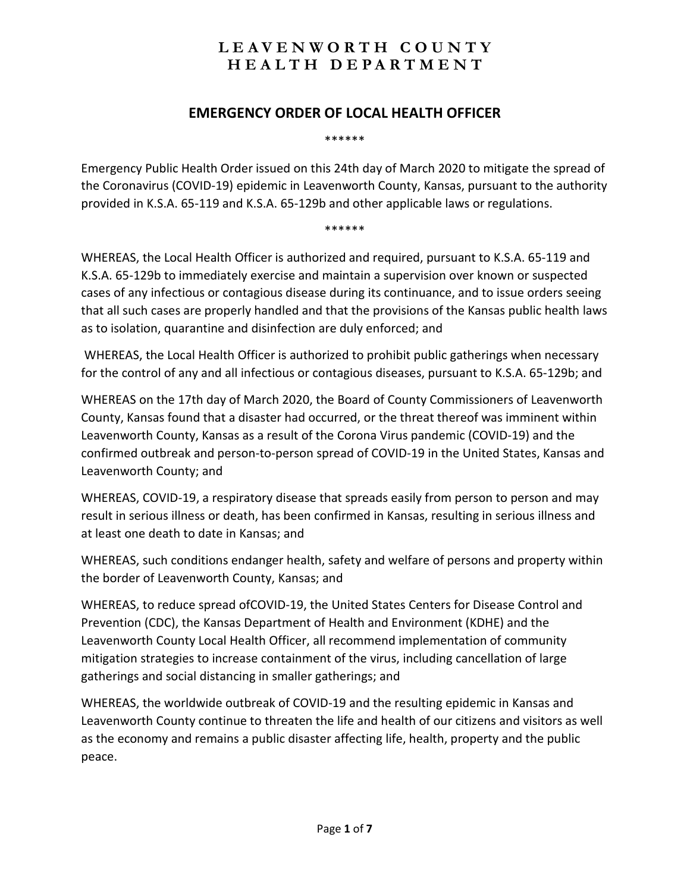# LEAVENWORTH COUNTY HEALTH DEPARTMENT

## EMERGENCY ORDER OF LOCAL HEALTH OFFICER

******

Emergency Public Health Order issued on this 24th day of March 2020 to mitigate the spread of the Coronavirus (COVID-19) epidemic in Leavenworth County, Kansas, pursuant to the authority provided in K.S.A. 65-119 and K.S.A. 65-129b and other applicable laws or regulations.

******

WHEREAS, the Local Health Officer is authorized and required, pursuant to K.S.A. 65-119 and K.S.A. 65-129b to immediately exercise and maintain a supervision over known or suspected cases of any infectious or contagious disease during its continuance, and to issue orders seeing that all such cases are properly handled and that the provisions of the Kansas public health laws as to isolation, quarantine and disinfection are duly enforced; and

WHEREAS, the Local Health Officer is authorized to prohibit public gatherings when necessary for the control of any and all infectious or contagious diseases, pursuant to K.S.A. 65-129b; and

WHEREAS on the 17th day of March 2020, the Board of County Commissioners of Leavenworth County, Kansas found that a disaster had occurred, or the threat thereof was imminent within Leavenworth County, Kansas as a result of the Corona Virus pandemic (COVID-19) and the confirmed outbreak and person-to-person spread of COVID-19 in the United States, Kansas and Leavenworth County; and

WHEREAS, COVID-19, a respiratory disease that spreads easily from person to person and may result in serious illness or death, has been confirmed in Kansas, resulting in serious illness and at least one death to date in Kansas; and

WHEREAS, such conditions endanger health, safety and welfare of persons and property within the border of Leavenworth County, Kansas; and

WHEREAS, to reduce spread ofCOVID-19, the United States Centers for Disease Control and Prevention (CDC), the Kansas Department of Health and Environment (KDHE) and the Leavenworth County Local Health Officer, all recommend implementation of community mitigation strategies to increase containment of the virus, including cancellation of large gatherings and social distancing in smaller gatherings; and

WHEREAS, the worldwide outbreak of COVID-19 and the resulting epidemic in Kansas and Leavenworth County continue to threaten the life and health of our citizens and visitors as well as the economy and remains a public disaster affecting life, health, property and the public peace.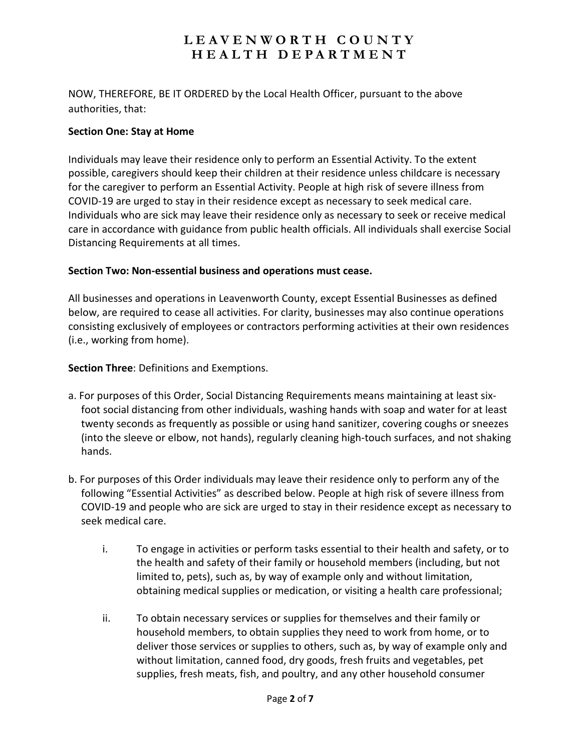NOW, THEREFORE, BE IT ORDERED by the Local Health Officer, pursuant to the above authorities, that:

**Section One: Stay at Home**

Individuals may leave their residence only to perform an Essential Activity. To the extent possible, caregivers should keep their children at their residence unless childcare is necessary for the caregiver to perform an Essential Activity. People at high risk of severe illness from COVID-19 are urged to stay in their residence except as necessary to seek medical care. Individuals who are sick may leave their residence only as necessary to seek or receive medical care in accordance with guidance from public health officials. All individuals shall exercise Social Distancing Requirements at all times.

**Section Two: Non-essential business and operations must cease.**

All businesses and operations in Leavenworth County, except Essential Businesses as defined below, are required to cease all activities. For clarity, businesses may also continue operations consisting exclusively of employees or contractors performing activities at their own residences (i.e., working from home).

**Section Three**: Definitions and Exemptions.

a. For purposes of this Order, Social Distancing Requirements means maintaining at least six-foot social distancing from other individuals, washing hands with soap and water for at least twenty seconds as frequently as possible or using hand sanitizer, covering coughs or sneezes (into the sleeve or elbow, not hands), regularly cleaning high-touch surfaces, and not shaking hands.

b. For purposes of this Order individuals may leave their residence only to perform any of the following "Essential Activities" as described below. People at high risk of severe illness from COVID-19 and people who are sick are urged to stay in their residence except as necessary to seek medical care.

   i. To engage in activities or perform tasks essential to their health and safety, or to the health and safety of their family or household members (including, but not limited to, pets), such as, by way of example only and without limitation, obtaining medical supplies or medication, or visiting a health care professional;

   ii. To obtain necessary services or supplies for themselves and their family or household members, to obtain supplies they need to work from home, or to deliver those services or supplies to others, such as, by way of example only and without limitation, canned food, dry goods, fresh fruits and vegetables, pet supplies, fresh meats, fish, and poultry, and any other household consumer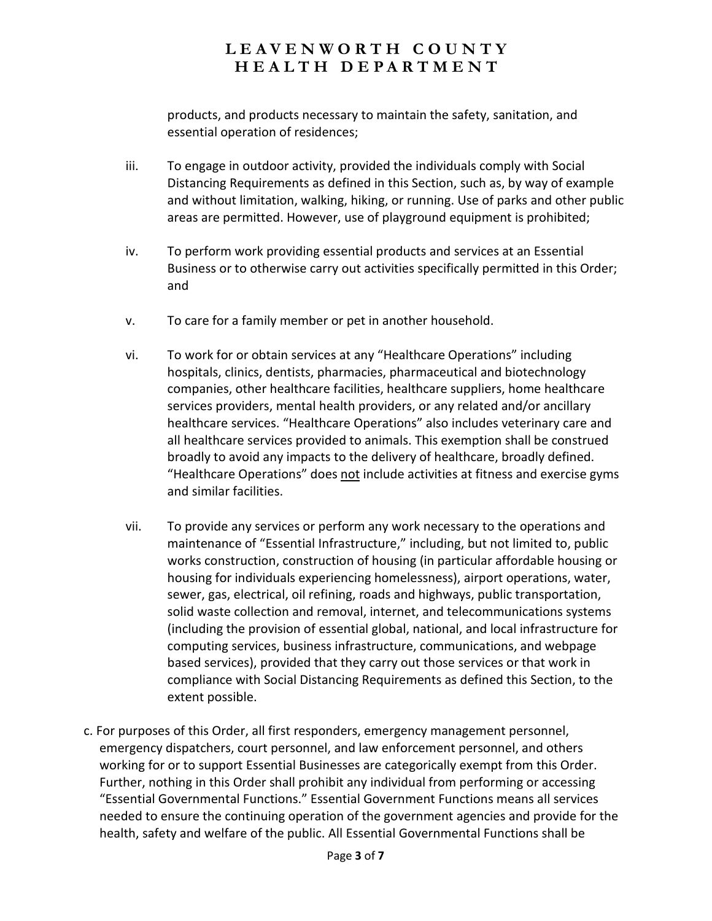products, and products necessary to maintain the safety, sanitation, and essential operation of residences;

iii. To engage in outdoor activity, provided the individuals comply with Social Distancing Requirements as defined in this Section, such as, by way of example and without limitation, walking, hiking, or running. Use of parks and other public areas are permitted. However, use of playground equipment is prohibited;

iv. To perform work providing essential products and services at an Essential Business or to otherwise carry out activities specifically permitted in this Order; and

v. To care for a family member or pet in another household.

vi. To work for or obtain services at any "Healthcare Operations" including hospitals, clinics, dentists, pharmacies, pharmaceutical and biotechnology companies, other healthcare facilities, healthcare suppliers, home healthcare services providers, mental health providers, or any related and/or ancillary healthcare services. "Healthcare Operations" also includes veterinary care and all healthcare services provided to animals. This exemption shall be construed broadly to avoid any impacts to the delivery of healthcare, broadly defined. "Healthcare Operations" does <u>not</u> include activities at fitness and exercise gyms and similar facilities.

vii. To provide any services or perform any work necessary to the operations and maintenance of "Essential Infrastructure," including, but not limited to, public works construction, construction of housing (in particular affordable housing or housing for individuals experiencing homelessness), airport operations, water, sewer, gas, electrical, oil refining, roads and highways, public transportation, solid waste collection and removal, internet, and telecommunications systems (including the provision of essential global, national, and local infrastructure for computing services, business infrastructure, communications, and webpage based services), provided that they carry out those services or that work in compliance with Social Distancing Requirements as defined this Section, to the extent possible.

c. For purposes of this Order, all first responders, emergency management personnel, emergency dispatchers, court personnel, and law enforcement personnel, and others working for or to support Essential Businesses are categorically exempt from this Order. Further, nothing in this Order shall prohibit any individual from performing or accessing "Essential Governmental Functions." Essential Government Functions means all services needed to ensure the continuing operation of the government agencies and provide for the health, safety and welfare of the public. All Essential Governmental Functions shall be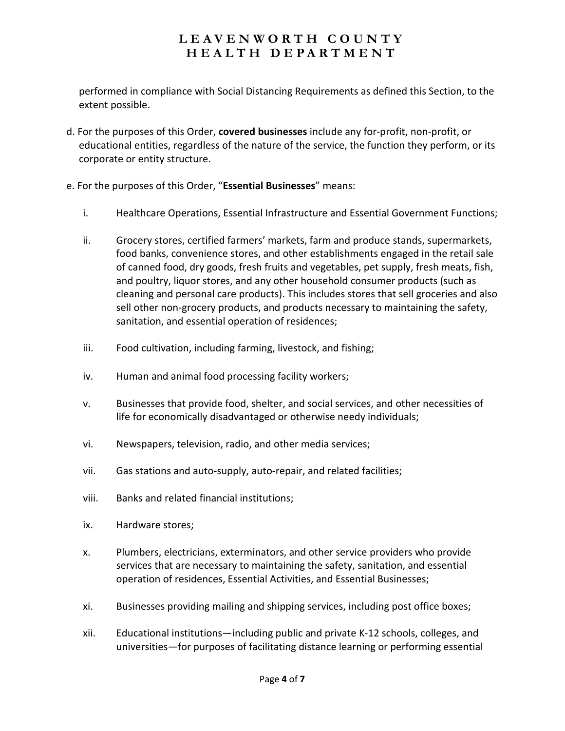performed in compliance with Social Distancing Requirements as defined this Section, to the extent possible.

d. For the purposes of this Order, **covered businesses** include any for-profit, non-profit, or educational entities, regardless of the nature of the service, the function they perform, or its corporate or entity structure.

e. For the purposes of this Order, "**Essential Businesses**" means:

i. Healthcare Operations, Essential Infrastructure and Essential Government Functions;

ii. Grocery stores, certified farmers' markets, farm and produce stands, supermarkets, food banks, convenience stores, and other establishments engaged in the retail sale of canned food, dry goods, fresh fruits and vegetables, pet supply, fresh meats, fish, and poultry, liquor stores, and any other household consumer products (such as cleaning and personal care products). This includes stores that sell groceries and also sell other non-grocery products, and products necessary to maintaining the safety, sanitation, and essential operation of residences;

iii. Food cultivation, including farming, livestock, and fishing;

iv. Human and animal food processing facility workers;

v. Businesses that provide food, shelter, and social services, and other necessities of life for economically disadvantaged or otherwise needy individuals;

vi. Newspapers, television, radio, and other media services;

vii. Gas stations and auto-supply, auto-repair, and related facilities;

viii. Banks and related financial institutions;

ix. Hardware stores;

x. Plumbers, electricians, exterminators, and other service providers who provide services that are necessary to maintaining the safety, sanitation, and essential operation of residences, Essential Activities, and Essential Businesses;

xi. Businesses providing mailing and shipping services, including post office boxes;

xii. Educational institutions—including public and private K-12 schools, colleges, and universities—for purposes of facilitating distance learning or performing essential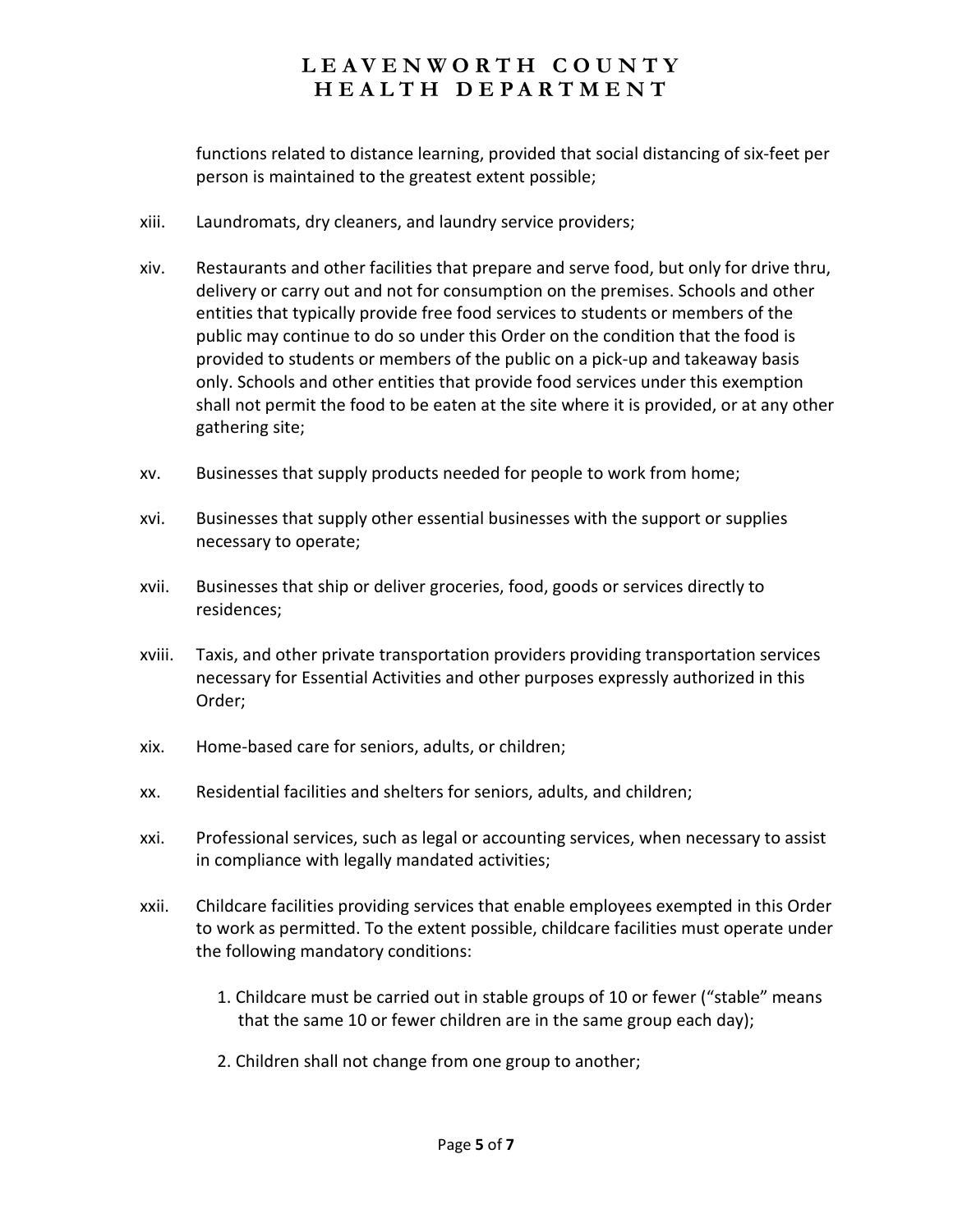functions related to distance learning, provided that social distancing of six-feet per person is maintained to the greatest extent possible;

xiii. Laundromats, dry cleaners, and laundry service providers;

xiv. Restaurants and other facilities that prepare and serve food, but only for drive thru, delivery or carry out and not for consumption on the premises. Schools and other entities that typically provide free food services to students or members of the public may continue to do so under this Order on the condition that the food is provided to students or members of the public on a pick-up and takeaway basis only. Schools and other entities that provide food services under this exemption shall not permit the food to be eaten at the site where it is provided, or at any other gathering site;

xv. Businesses that supply products needed for people to work from home;

xvi. Businesses that supply other essential businesses with the support or supplies necessary to operate;

xvii. Businesses that ship or deliver groceries, food, goods or services directly to residences;

xviii. Taxis, and other private transportation providers providing transportation services necessary for Essential Activities and other purposes expressly authorized in this Order;

xix. Home-based care for seniors, adults, or children;

xx. Residential facilities and shelters for seniors, adults, and children;

xxi. Professional services, such as legal or accounting services, when necessary to assist in compliance with legally mandated activities;

xxii. Childcare facilities providing services that enable employees exempted in this Order to work as permitted. To the extent possible, childcare facilities must operate under the following mandatory conditions:

1. Childcare must be carried out in stable groups of 10 or fewer ("stable" means that the same 10 or fewer children are in the same group each day);

2. Children shall not change from one group to another;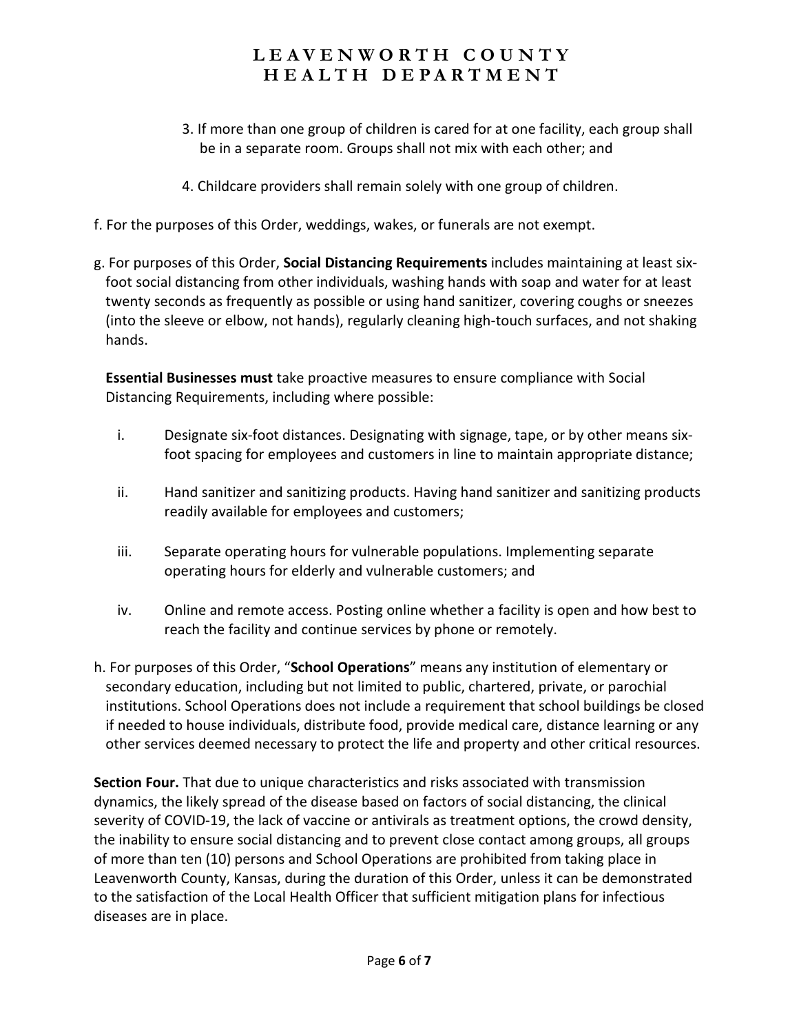3. If more than one group of children is cared for at one facility, each group shall be in a separate room. Groups shall not mix with each other; and

4. Childcare providers shall remain solely with one group of children.

f. For the purposes of this Order, weddings, wakes, or funerals are not exempt.

g. For purposes of this Order, **Social Distancing Requirements** includes maintaining at least six-foot social distancing from other individuals, washing hands with soap and water for at least twenty seconds as frequently as possible or using hand sanitizer, covering coughs or sneezes (into the sleeve or elbow, not hands), regularly cleaning high-touch surfaces, and not shaking hands.

**Essential Businesses must** take proactive measures to ensure compliance with Social Distancing Requirements, including where possible:

i. Designate six-foot distances. Designating with signage, tape, or by other means six-foot spacing for employees and customers in line to maintain appropriate distance;

ii. Hand sanitizer and sanitizing products. Having hand sanitizer and sanitizing products readily available for employees and customers;

iii. Separate operating hours for vulnerable populations. Implementing separate operating hours for elderly and vulnerable customers; and

iv. Online and remote access. Posting online whether a facility is open and how best to reach the facility and continue services by phone or remotely.

h. For purposes of this Order, "**School Operations**" means any institution of elementary or secondary education, including but not limited to public, chartered, private, or parochial institutions. School Operations does not include a requirement that school buildings be closed if needed to house individuals, distribute food, provide medical care, distance learning or any other services deemed necessary to protect the life and property and other critical resources.

**Section Four.** That due to unique characteristics and risks associated with transmission dynamics, the likely spread of the disease based on factors of social distancing, the clinical severity of COVID-19, the lack of vaccine or antivirals as treatment options, the crowd density, the inability to ensure social distancing and to prevent close contact among groups, all groups of more than ten (10) persons and School Operations are prohibited from taking place in Leavenworth County, Kansas, during the duration of this Order, unless it can be demonstrated to the satisfaction of the Local Health Officer that sufficient mitigation plans for infectious diseases are in place.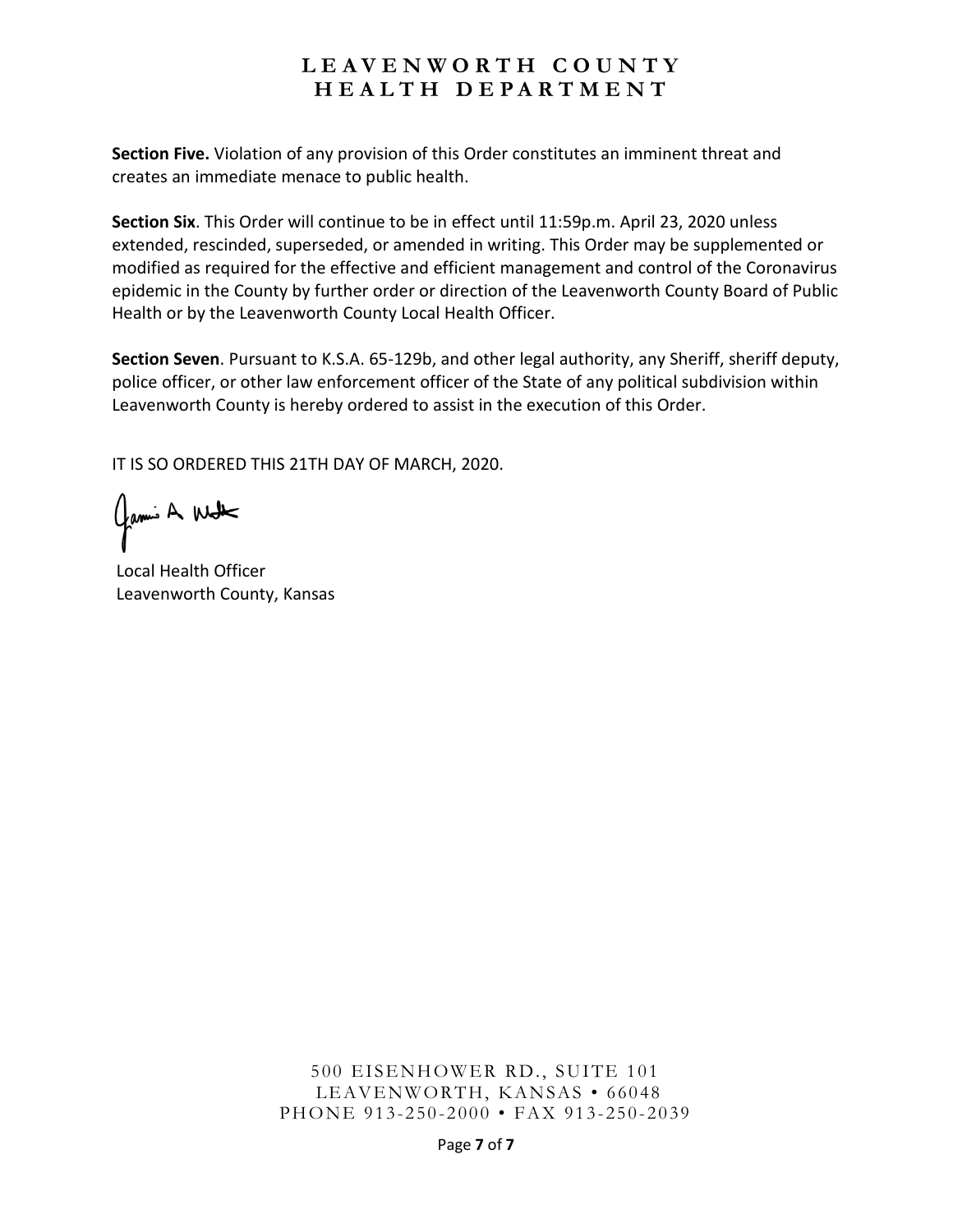**Section Five.** Violation of any provision of this Order constitutes an imminent threat and creates an immediate menace to public health.

**Section Six**. This Order will continue to be in effect until 11:59p.m. April 23, 2020 unless extended, rescinded, superseded, or amended in writing. This Order may be supplemented or modified as required for the effective and efficient management and control of the Coronavirus epidemic in the County by further order or direction of the Leavenworth County Board of Public Health or by the Leavenworth County Local Health Officer.

**Section Seven**. Pursuant to K.S.A. 65-129b, and other legal authority, any Sheriff, sheriff deputy, police officer, or other law enforcement officer of the State of any political subdivision within Leavenworth County is hereby ordered to assist in the execution of this Order.

IT IS SO ORDERED THIS 21TH DAY OF MARCH, 2020.

Local Health Officer
Leavenworth County, Kansas